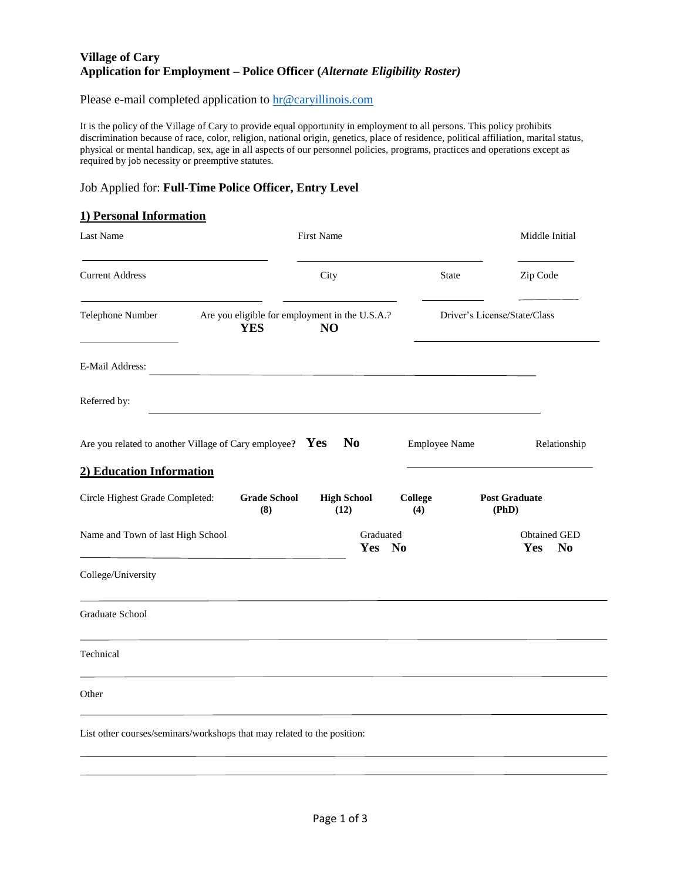**Village of Cary**
**Application for Employment – Police Officer (*Alternate Eligibility Roster*)**

Please e-mail completed application to hr@caryillinois.com

It is the policy of the Village of Cary to provide equal opportunity in employment to all persons. This policy prohibits discrimination because of race, color, religion, national origin, genetics, place of residence, political affiliation, marital status, physical or mental handicap, sex, age in all aspects of our personnel policies, programs, practices and operations except as required by job necessity or preemptive statutes.

Job Applied for: **Full-Time Police Officer, Entry Level**

## 1) Personal Information

Last Name ______________________ First Name ______________________ Middle Initial ________

Current Address ______________________ City ______________ State ________ Zip Code ________

Telephone Number ______________ Are you eligible for employment in the U.S.A.? **YES** **NO** Driver's License/State/Class ______________________

E-Mail Address: ____________________________________________

Referred by: ____________________________________________

Are you related to another Village of Cary employee? **Yes** **No** Employee Name Relationship ______________________

## 2) Education Information

Circle Highest Grade Completed: **Grade School (8)** **High School (12)** **College (4)** **Post Graduate (PhD)**

Name and Town of last High School ______________________ Graduated **Yes** **No** Obtained GED **Yes** **No**

College/University

____________________________________________

Graduate School

____________________________________________

Technical

____________________________________________

Other

____________________________________________

List other courses/seminars/workshops that may related to the position:

____________________________________________

____________________________________________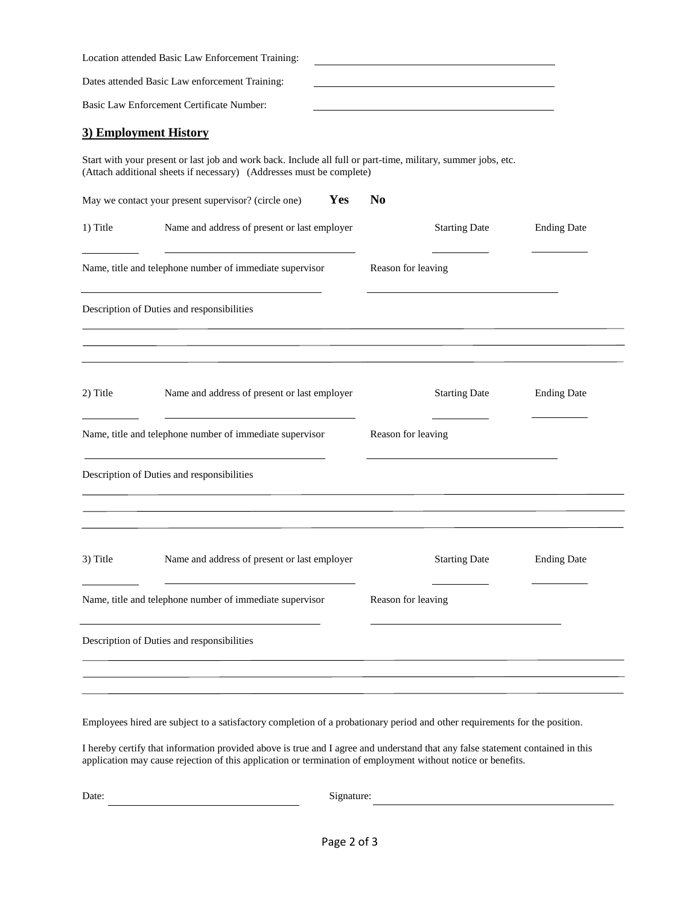Location attended Basic Law Enforcement Training: ______________________________

Dates attended Basic Law enforcement Training: ______________________________

Basic Law Enforcement Certificate Number: ______________________________

## 3) Employment History

Start with your present or last job and work back. Include all full or part-time, military, summer jobs, etc.
(Attach additional sheets if necessary) (Addresses must be complete)

May we contact your present supervisor? (circle one) **Yes** **No**

1) Title ________ Name and address of present or last employer ______________________ Starting Date ________ Ending Date ________

Name, title and telephone number of immediate supervisor ______________________ Reason for leaving ______________________

Description of Duties and responsibilities

______________________________________________________________________

______________________________________________________________________

______________________________________________________________________

2) Title ________ Name and address of present or last employer ______________________ Starting Date ________ Ending Date ________

Name, title and telephone number of immediate supervisor ______________________ Reason for leaving ______________________

Description of Duties and responsibilities

______________________________________________________________________

______________________________________________________________________

______________________________________________________________________

3) Title ________ Name and address of present or last employer ______________________ Starting Date ________ Ending Date ________

Name, title and telephone number of immediate supervisor ______________________ Reason for leaving ______________________

Description of Duties and responsibilities

______________________________________________________________________

______________________________________________________________________

______________________________________________________________________

Employees hired are subject to a satisfactory completion of a probationary period and other requirements for the position.

I hereby certify that information provided above is true and I agree and understand that any false statement contained in this application may cause rejection of this application or termination of employment without notice or benefits.

Date: ______________________ Signature: ______________________________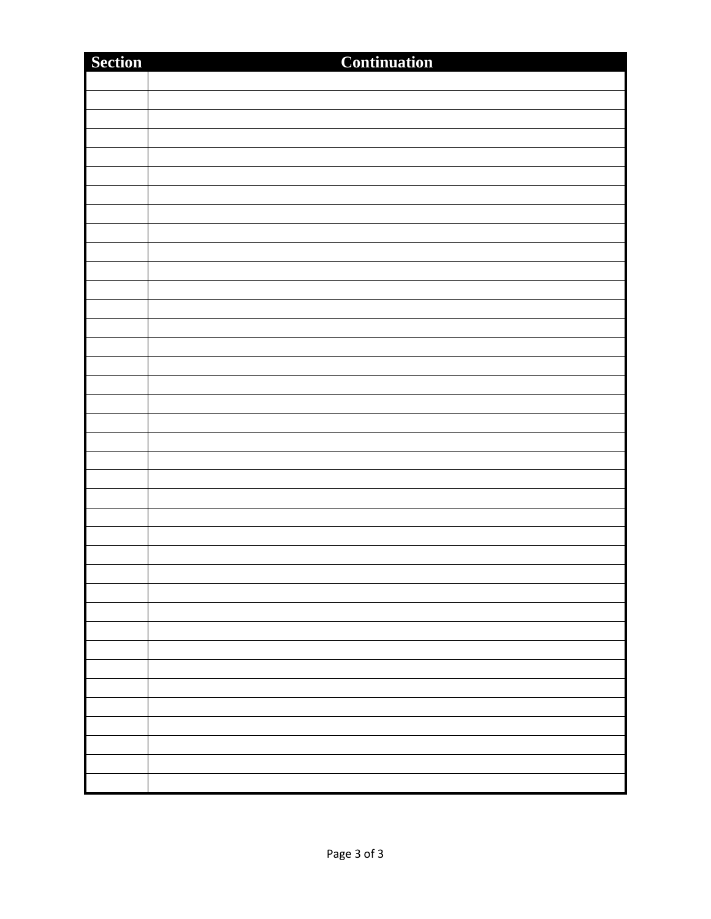| Section | Continuation |
|---|---|
| | |
| | |
| | |
| | |
| | |
| | |
| | |
| | |
| | |
| | |
| | |
| | |
| | |
| | |
| | |
| | |
| | |
| | |
| | |
| | |
| | |
| | |
| | |
| | |
| | |
| | |
| | |
| | |
| | |
| | |
| | |
| | |
| | |
| | |
| | |
| | |
| | |
| | |